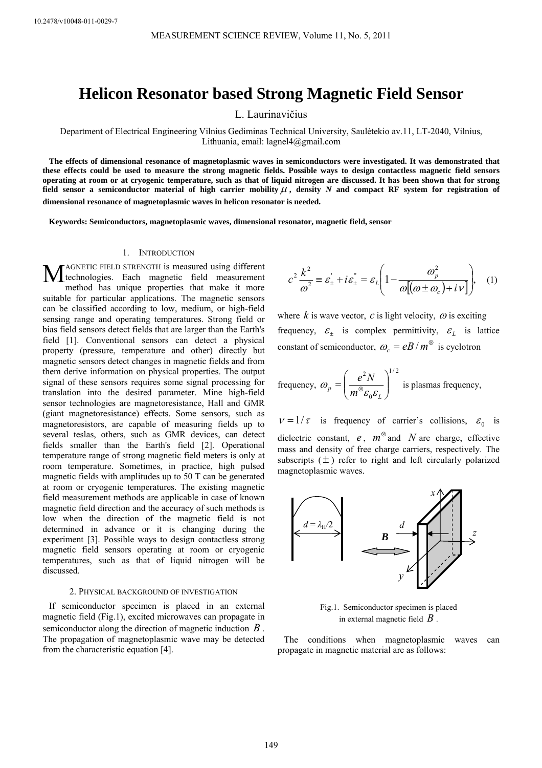10.2478/v10048-011-0029-7

# Helicon Resonator based Strong Magnetic Field Sensor

L. Laurinavičius

Department of Electrical Engineering Vilnius Gediminas Technical University, Saulėtekio av.11, LT-2040, Vilnius, Lithuania, email: lagnel4@gmail.com

**The effects of dimensional resonance of magnetoplasmic waves in semiconductors were investigated. It was demonstrated that these effects could be used to measure the strong magnetic fields. Possible ways to design contactless magnetic field sensors operating at room or at cryogenic temperature, such as that of liquid nitrogen are discussed. It has been shown that for strong field sensor a semiconductor material of high carrier mobility $\mu$, density *N* and compact RF system for registration of dimensional resonance of magnetoplasmic waves in helicon resonator is needed.**

**Keywords: Semiconductors, magnetoplasmic waves, dimensional resonator, magnetic field, sensor**

## 1. Introduction

Magnetic field strength is measured using different technologies. Each magnetic field measurement method has unique properties that make it more suitable for particular applications. The magnetic sensors can be classified according to low, medium, or high-field sensing range and operating temperatures. Strong field or bias field sensors detect fields that are larger than the Earth's field [1]. Conventional sensors can detect a physical property (pressure, temperature and other) directly but magnetic sensors detect changes in magnetic fields and from them derive information on physical properties. The output signal of these sensors requires some signal processing for translation into the desired parameter. Mine high-field sensor technologies are magnetoresistance, Hall and GMR (giant magnetoresistance) effects. Some sensors, such as magnetoresistors, are capable of measuring fields up to several teslas, others, such as GMR devices, can detect fields smaller than the Earth's field [2]. Operational temperature range of strong magnetic field meters is only at room temperature. Sometimes, in practice, high pulsed magnetic fields with amplitudes up to 50 T can be generated at room or cryogenic temperatures. The existing magnetic field measurement methods are applicable in case of known magnetic field direction and the accuracy of such methods is low when the direction of the magnetic field is not determined in advance or it is changing during the experiment [3]. Possible ways to design contactless strong magnetic field sensors operating at room or cryogenic temperatures, such as that of liquid nitrogen will be discussed.

## 2. Physical background of investigation

If semiconductor specimen is placed in an external magnetic field (Fig.1), excited microwaves can propagate in semiconductor along the direction of magnetic induction $B$. The propagation of magnetoplasmic wave may be detected from the characteristic equation [4].

$$c^2 \frac{k^2}{\omega^2} \equiv \varepsilon_{\pm}^{'} + i\varepsilon_{\pm}^{''} = \varepsilon_L \left( 1 - \frac{\omega_p^2}{\omega[(\omega \pm \omega_c) + i\nu]} \right), \quad (1)$$

where $k$ is wave vector, $c$ is light velocity, $\omega$ is exciting frequency, $\varepsilon_{\pm}$ is complex permittivity, $\varepsilon_L$ is lattice constant of semiconductor, $\omega_c = eB/m^{\otimes}$ is cyclotron frequency, $\omega_p = \left( \frac{e^2 N}{m^{\otimes} \varepsilon_0 \varepsilon_L} \right)^{1/2}$ is plasmas frequency, $\nu = 1/\tau$ is frequency of carrier's collisions, $\varepsilon_0$ is dielectric constant, $e$, $m^{\otimes}$ and $N$ are charge, effective mass and density of free charge carriers, respectively. The subscripts ($\pm$) refer to right and left circularly polarized magnetoplasmic waves.

Fig.1. Semiconductor specimen is placed in external magnetic field $B$.

The conditions when magnetoplasmic waves can propagate in magnetic material are as follows: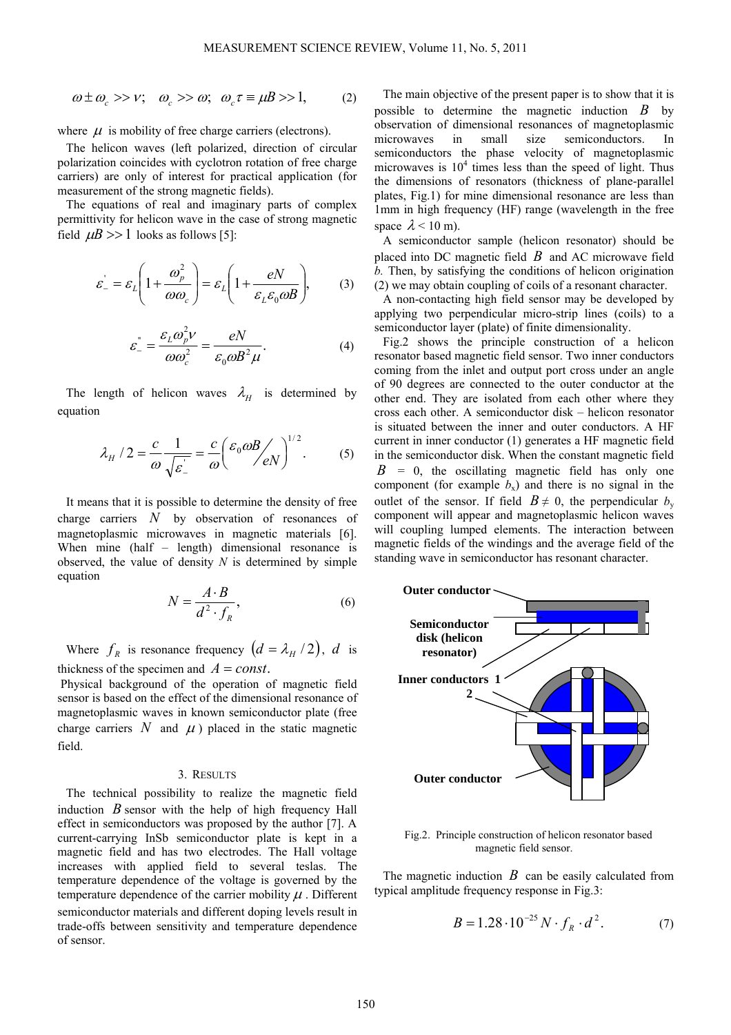$$\omega \pm \omega_c >> \nu; \quad \omega_c >> \omega; \quad \omega_c \tau \equiv \mu B >> 1, \qquad (2)$$

where $\mu$ is mobility of free charge carriers (electrons).

The helicon waves (left polarized, direction of circular polarization coincides with cyclotron rotation of free charge carriers) are only of interest for practical application (for measurement of the strong magnetic fields).

The equations of real and imaginary parts of complex permittivity for helicon wave in the case of strong magnetic field $\mu B >> 1$ looks as follows [5]:

$$\varepsilon_-^{'} = \varepsilon_L \left( 1 + \frac{\omega_p^2}{\omega \omega_c} \right) = \varepsilon_L \left( 1 + \frac{eN}{\varepsilon_L \varepsilon_0 \omega B} \right), \qquad (3)$$

$$\varepsilon_-^{"} = \frac{\varepsilon_L \omega_p^2 \nu}{\omega \omega_c^2} = \frac{eN}{\varepsilon_0 \omega B^2 \mu}. \qquad (4)$$

The length of helicon waves $\lambda_H$ is determined by equation

$$\lambda_H / 2 = \frac{c}{\omega} \frac{1}{\sqrt{\varepsilon_-^{'}}} = \frac{c}{\omega} \left( \frac{\varepsilon_0 \omega B}{eN} \right)^{1/2}. \qquad (5)$$

It means that it is possible to determine the density of free charge carriers $N$ by observation of resonances of magnetoplasmic microwaves in magnetic materials [6]. When mine (half – length) dimensional resonance is observed, the value of density $N$ is determined by simple equation

$$N = \frac{A \cdot B}{d^2 \cdot f_R}, \qquad (6)$$

Where $f_R$ is resonance frequency $(d = \lambda_H / 2)$, $d$ is thickness of the specimen and $A = const$.

Physical background of the operation of magnetic field sensor is based on the effect of the dimensional resonance of magnetoplasmic waves in known semiconductor plate (free charge carriers $N$ and $\mu$) placed in the static magnetic field.

## 3. Results

The technical possibility to realize the magnetic field induction $B$ sensor with the help of high frequency Hall effect in semiconductors was proposed by the author [7]. A current-carrying InSb semiconductor plate is kept in a magnetic field and has two electrodes. The Hall voltage increases with applied field to several teslas. The temperature dependence of the voltage is governed by the temperature dependence of the carrier mobility $\mu$. Different semiconductor materials and different doping levels result in trade-offs between sensitivity and temperature dependence of sensor.

The main objective of the present paper is to show that it is possible to determine the magnetic induction $B$ by observation of dimensional resonances of magnetoplasmic microwaves in small size semiconductors. In semiconductors the phase velocity of magnetoplasmic microwaves is $10^4$ times less than the speed of light. Thus the dimensions of resonators (thickness of plane-parallel plates, Fig.1) for mine dimensional resonance are less than 1mm in high frequency (HF) range (wavelength in the free space $\lambda$ < 10 m).

A semiconductor sample (helicon resonator) should be placed into DC magnetic field $B$ and AC microwave field $b$. Then, by satisfying the conditions of helicon origination (2) we may obtain coupling of coils of a resonant character.

A non-contacting high field sensor may be developed by applying two perpendicular micro-strip lines (coils) to a semiconductor layer (plate) of finite dimensionality.

Fig.2 shows the principle construction of a helicon resonator based magnetic field sensor. Two inner conductors coming from the inlet and output port cross under an angle of 90 degrees are connected to the outer conductor at the other end. They are isolated from each other where they cross each other. A semiconductor disk – helicon resonator is situated between the inner and outer conductors. A HF current in inner conductor (1) generates a HF magnetic field in the semiconductor disk. When the constant magnetic field $B$ = 0, the oscillating magnetic field has only one component (for example $b_x$) and there is no signal in the outlet of the sensor. If field $B \neq 0$, the perpendicular $b_y$ component will appear and magnetoplasmic helicon waves will coupling lumped elements. The interaction between magnetic fields of the windings and the average field of the standing wave in semiconductor has resonant character.

Outer conductor

Semiconductor disk (helicon resonator)

Inner conductors 1 2

Outer conductor

Fig.2. Principle construction of helicon resonator based magnetic field sensor.

The magnetic induction $B$ can be easily calculated from typical amplitude frequency response in Fig.3:

$$B = 1.28 \cdot 10^{-25} N \cdot f_R \cdot d^2. \qquad (7)$$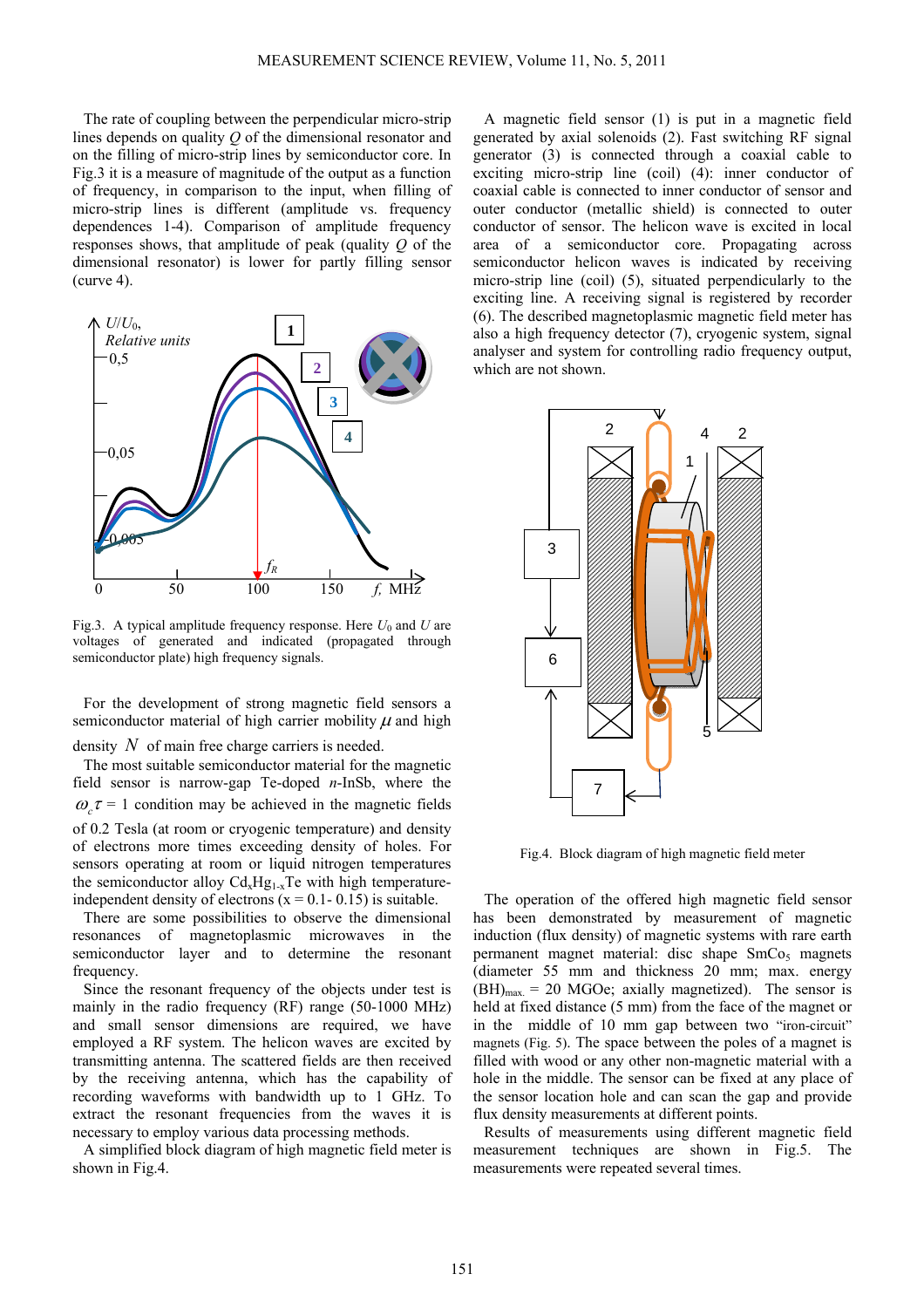The rate of coupling between the perpendicular micro-strip lines depends on quality $Q$ of the dimensional resonator and on the filling of micro-strip lines by semiconductor core. In Fig.3 it is a measure of magnitude of the output as a function of frequency, in comparison to the input, when filling of micro-strip lines is different (amplitude vs. frequency dependences 1-4). Comparison of amplitude frequency responses shows, that amplitude of peak (quality $Q$ of the dimensional resonator) is lower for partly filling sensor (curve 4).

Fig.3. A typical amplitude frequency response. Here $U_0$ and $U$ are voltages of generated and indicated (propagated through semiconductor plate) high frequency signals.

For the development of strong magnetic field sensors a semiconductor material of high carrier mobility $\mu$ and high density $N$ of main free charge carriers is needed.

The most suitable semiconductor material for the magnetic field sensor is narrow-gap Te-doped *n*-InSb, where the $\omega_c \tau = 1$ condition may be achieved in the magnetic fields of 0.2 Tesla (at room or cryogenic temperature) and density of electrons more times exceeding density of holes. For sensors operating at room or liquid nitrogen temperatures the semiconductor alloy $Cd_xHg_{1-x}Te$ with high temperature-independent density of electrons (x = 0.1- 0.15) is suitable.

There are some possibilities to observe the dimensional resonances of magnetoplasmic microwaves in the semiconductor layer and to determine the resonant frequency.

Since the resonant frequency of the objects under test is mainly in the radio frequency (RF) range (50-1000 MHz) and small sensor dimensions are required, we have employed a RF system. The helicon waves are excited by transmitting antenna. The scattered fields are then received by the receiving antenna, which has the capability of recording waveforms with bandwidth up to 1 GHz. To extract the resonant frequencies from the waves it is necessary to employ various data processing methods.

A simplified block diagram of high magnetic field meter is shown in Fig.4.

A magnetic field sensor (1) is put in a magnetic field generated by axial solenoids (2). Fast switching RF signal generator (3) is connected through a coaxial cable to exciting micro-strip line (coil) (4): inner conductor of coaxial cable is connected to inner conductor of sensor and outer conductor (metallic shield) is connected to outer conductor of sensor. The helicon wave is excited in local area of a semiconductor core. Propagating across semiconductor helicon waves is indicated by receiving micro-strip line (coil) (5), situated perpendicularly to the exciting line. A receiving signal is registered by recorder (6). The described magnetoplasmic magnetic field meter has also a high frequency detector (7), cryogenic system, signal analyser and system for controlling radio frequency output, which are not shown.

Fig.4. Block diagram of high magnetic field meter

The operation of the offered high magnetic field sensor has been demonstrated by measurement of magnetic induction (flux density) of magnetic systems with rare earth permanent magnet material: disc shape $SmCo_5$ magnets (diameter 55 mm and thickness 20 mm; max. energy $(BH)_{max.}$ = 20 MGOe; axially magnetized). The sensor is held at fixed distance (5 mm) from the face of the magnet or in the middle of 10 mm gap between two "iron-circuit" magnets (Fig. 5). The space between the poles of a magnet is filled with wood or any other non-magnetic material with a hole in the middle. The sensor can be fixed at any place of the sensor location hole and can scan the gap and provide flux density measurements at different points.

Results of measurements using different magnetic field measurement techniques are shown in Fig.5. The measurements were repeated several times.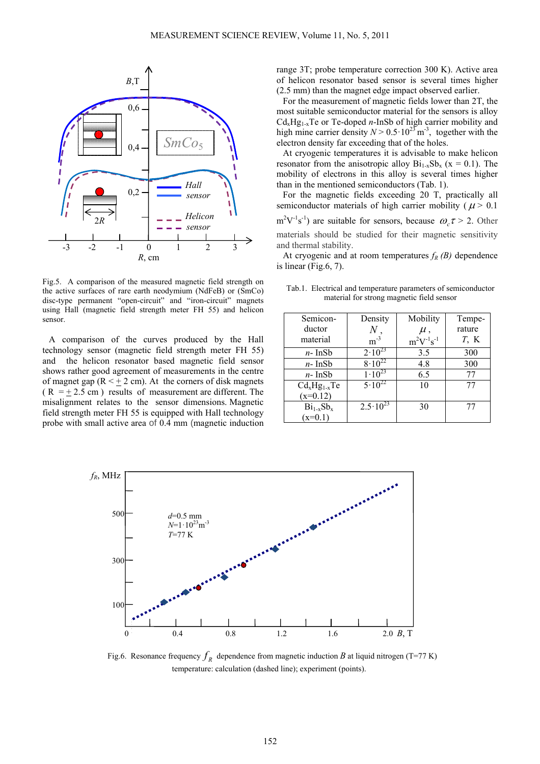Fig.5. A comparison of the measured magnetic field strength on the active surfaces of rare earth neodymium (NdFeB) or (SmCo) disc-type permanent "open-circuit" and "iron-circuit" magnets using Hall (magnetic field strength meter FH 55) and helicon sensor.

A comparison of the curves produced by the Hall technology sensor (magnetic field strength meter FH 55) and the helicon resonator based magnetic field sensor shows rather good agreement of measurements in the centre of magnet gap (R < ± 2 cm). At the corners of disk magnets (R = ± 2.5 cm) results of measurement are different. The misalignment relates to the sensor dimensions. Magnetic field strength meter FH 55 is equipped with Hall technology probe with small active area of 0.4 mm (magnetic induction range 3T; probe temperature correction 300 K). Active area of helicon resonator based sensor is several times higher (2.5 mm) than the magnet edge impact observed earlier.

For the measurement of magnetic fields lower than 2T, the most suitable semiconductor material for the sensors is alloy $Cd_xHg_{1-x}Te$ or Te-doped *n*-InSb of high carrier mobility and high mine carrier density $N > 0.5 \cdot 10^{23}$ m$^{-3}$, together with the electron density far exceeding that of the holes.

At cryogenic temperatures it is advisable to make helicon resonator from the anisotropic alloy $Bi_{1-x}Sb_x$ (x = 0.1). The mobility of electrons in this alloy is several times higher than in the mentioned semiconductors (Tab. 1).

For the magnetic fields exceeding 20 T, practically all semiconductor materials of high carrier mobility ($\mu > 0.1$ m$^2$V$^{-1}$s$^{-1}$) are suitable for sensors, because $\omega_c \tau > 2$. Other materials should be studied for their magnetic sensitivity and thermal stability.

At cryogenic and at room temperatures $f_R$ *(B)* dependence is linear (Fig.6, 7).

Tab.1. Electrical and temperature parameters of semiconductor material for strong magnetic field sensor

| Semiconductor material | Density $N$, m$^{-3}$ | Mobility $\mu$, m$^2$V$^{-1}$s$^{-1}$ | Temperature $T$, K |
|---|---|---|---|
| *n*- InSb | $2 \cdot 10^{23}$ | 3.5 | 300 |
| *n*- InSb | $8 \cdot 10^{22}$ | 4.8 | 300 |
| *n*- InSb | $1 \cdot 10^{23}$ | 6.5 | 77 |
| $Cd_xHg_{1-x}Te$ (x=0.12) | $5 \cdot 10^{22}$ | 10 | 77 |
| $Bi_{1-x}Sb_x$ (x=0.1) | $2.5 \cdot 10^{23}$ | 30 | 77 |

Fig.6. Resonance frequency $f_R$ dependence from magnetic induction *B* at liquid nitrogen (T=77 K) temperature: calculation (dashed line); experiment (points).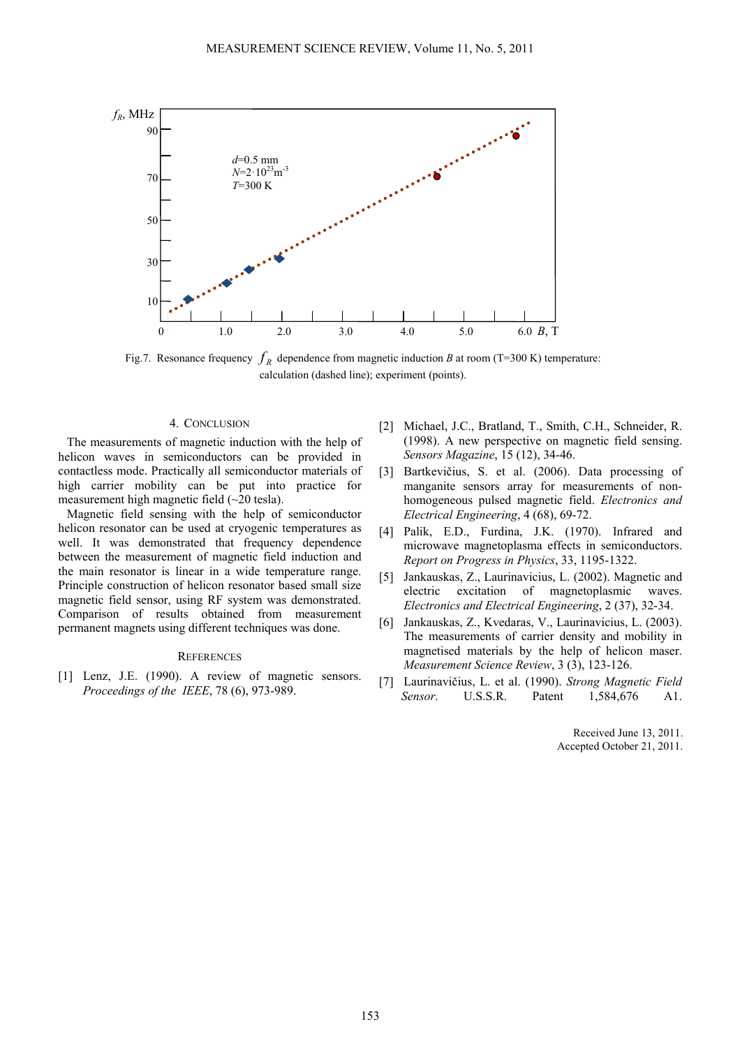$f_R$, MHz

90

70

50

30

10

0

1.0

2.0

3.0

4.0

5.0

6.0 $B$, T

$d$=0.5 mm

$N$=$2\cdot10^{23}$m$^{-3}$

$T$=300 K

Fig.7. Resonance frequency $f_R$ dependence from magnetic induction $B$ at room (T=300 K) temperature: calculation (dashed line); experiment (points).

## 4. Conclusion

The measurements of magnetic induction with the help of helicon waves in semiconductors can be provided in contactless mode. Practically all semiconductor materials of high carrier mobility can be put into practice for measurement high magnetic field (~20 tesla).

Magnetic field sensing with the help of semiconductor helicon resonator can be used at cryogenic temperatures as well. It was demonstrated that frequency dependence between the measurement of magnetic field induction and the main resonator is linear in a wide temperature range. Principle construction of helicon resonator based small size magnetic field sensor, using RF system was demonstrated. Comparison of results obtained from measurement permanent magnets using different techniques was done.

## References

[1] Lenz, J.E. (1990). A review of magnetic sensors. *Proceedings of the IEEE*, 78 (6), 973-989.

[2] Michael, J.C., Bratland, T., Smith, C.H., Schneider, R. (1998). A new perspective on magnetic field sensing. *Sensors Magazine*, 15 (12), 34-46.

[3] Bartkevičius, S. et al. (2006). Data processing of manganite sensors array for measurements of non-homogeneous pulsed magnetic field. *Electronics and Electrical Engineering*, 4 (68), 69-72.

[4] Palik, E.D., Furdina, J.K. (1970). Infrared and microwave magnetoplasma effects in semiconductors. *Report on Progress in Physics*, 33, 1195-1322.

[5] Jankauskas, Z., Laurinavicius, L. (2002). Magnetic and electric excitation of magnetoplasmic waves. *Electronics and Electrical Engineering*, 2 (37), 32-34.

[6] Jankauskas, Z., Kvedaras, V., Laurinavicius, L. (2003). The measurements of carrier density and mobility in magnetised materials by the help of helicon maser. *Measurement Science Review*, 3 (3), 123-126.

[7] Laurinavičius, L. et al. (1990). *Strong Magnetic Field Sensor*. U.S.S.R. Patent 1,584,676 A1.

Received June 13, 2011.
Accepted October 21, 2011.